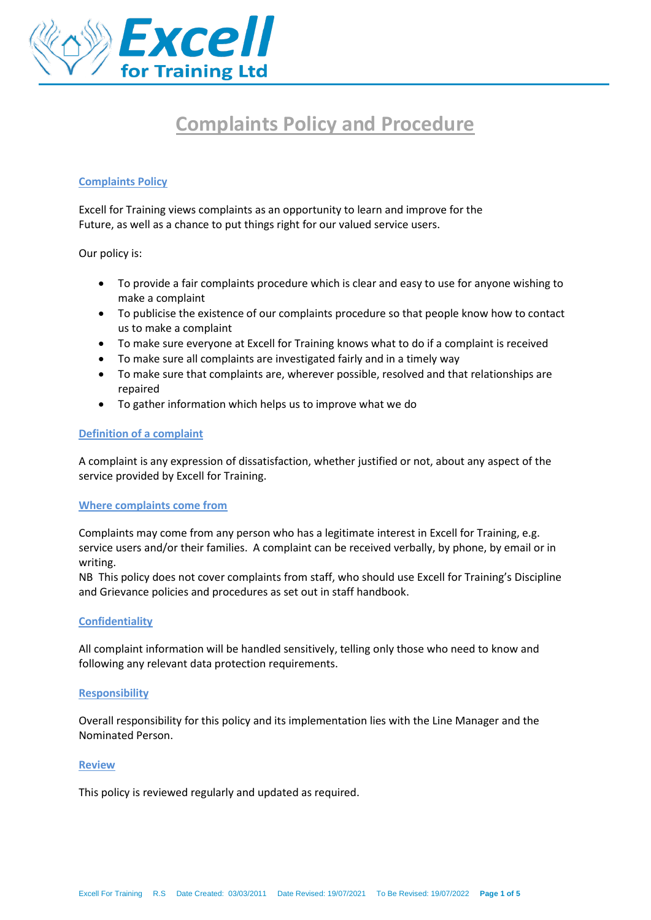# Complaints Policy and Procedure

## Complaints Policy

Excell for Training views complaints as an opportunity to learn and improve for the Future, as well as a chance to put things right for our valued service users.

Our policy is:

- To provide a fair complaints procedure which is clear and easy to use for anyone wishing to make a complaint
- To publicise the existence of our complaints procedure so that people know how to contact us to make a complaint
- To make sure everyone at Excell for Training knows what to do if a complaint is received
- To make sure all complaints are investigated fairly and in a timely way
- To make sure that complaints are, wherever possible, resolved and that relationships are repaired
- To gather information which helps us to improve what we do

## Definition of a complaint

A complaint is any expression of dissatisfaction, whether justified or not, about any aspect of the service provided by Excell for Training.

## Where complaints come from

Complaints may come from any person who has a legitimate interest in Excell for Training, e.g. service users and/or their families. A complaint can be received verbally, by phone, by email or in writing.

NB This policy does not cover complaints from staff, who should use Excell for Training's Discipline and Grievance policies and procedures as set out in staff handbook.

## Confidentiality

All complaint information will be handled sensitively, telling only those who need to know and following any relevant data protection requirements.

## Responsibility

Overall responsibility for this policy and its implementation lies with the Line Manager and the Nominated Person.

## Review

This policy is reviewed regularly and updated as required.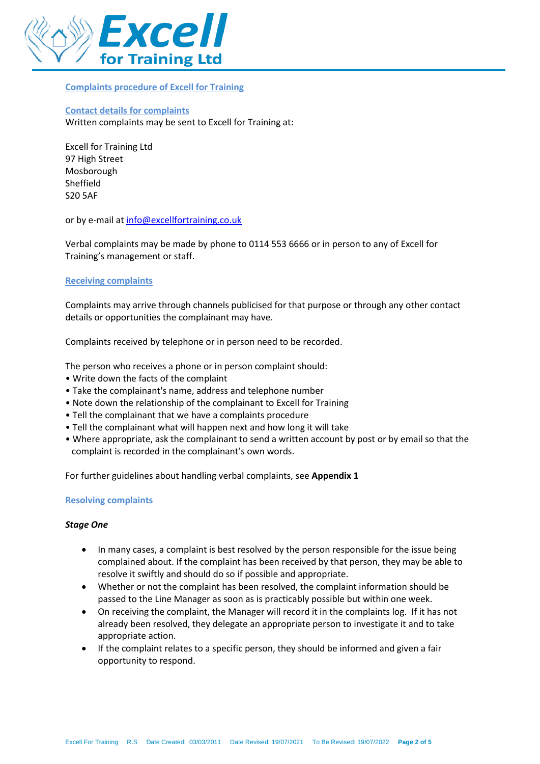## Complaints procedure of Excell for Training

### Contact details for complaints

Written complaints may be sent to Excell for Training at:

Excell for Training Ltd
97 High Street
Mosborough
Sheffield
S20 5AF

or by e-mail at info@excellfortraining.co.uk

Verbal complaints may be made by phone to 0114 553 6666 or in person to any of Excell for Training's management or staff.

### Receiving complaints

Complaints may arrive through channels publicised for that purpose or through any other contact details or opportunities the complainant may have.

Complaints received by telephone or in person need to be recorded.

The person who receives a phone or in person complaint should:

- Write down the facts of the complaint
- Take the complainant's name, address and telephone number
- Note down the relationship of the complainant to Excell for Training
- Tell the complainant that we have a complaints procedure
- Tell the complainant what will happen next and how long it will take
- Where appropriate, ask the complainant to send a written account by post or by email so that the complaint is recorded in the complainant's own words.

For further guidelines about handling verbal complaints, see **Appendix 1**

### Resolving complaints

***Stage One***

- In many cases, a complaint is best resolved by the person responsible for the issue being complained about. If the complaint has been received by that person, they may be able to resolve it swiftly and should do so if possible and appropriate.
- Whether or not the complaint has been resolved, the complaint information should be passed to the Line Manager as soon as is practicably possible but within one week.
- On receiving the complaint, the Manager will record it in the complaints log. If it has not already been resolved, they delegate an appropriate person to investigate it and to take appropriate action.
- If the complaint relates to a specific person, they should be informed and given a fair opportunity to respond.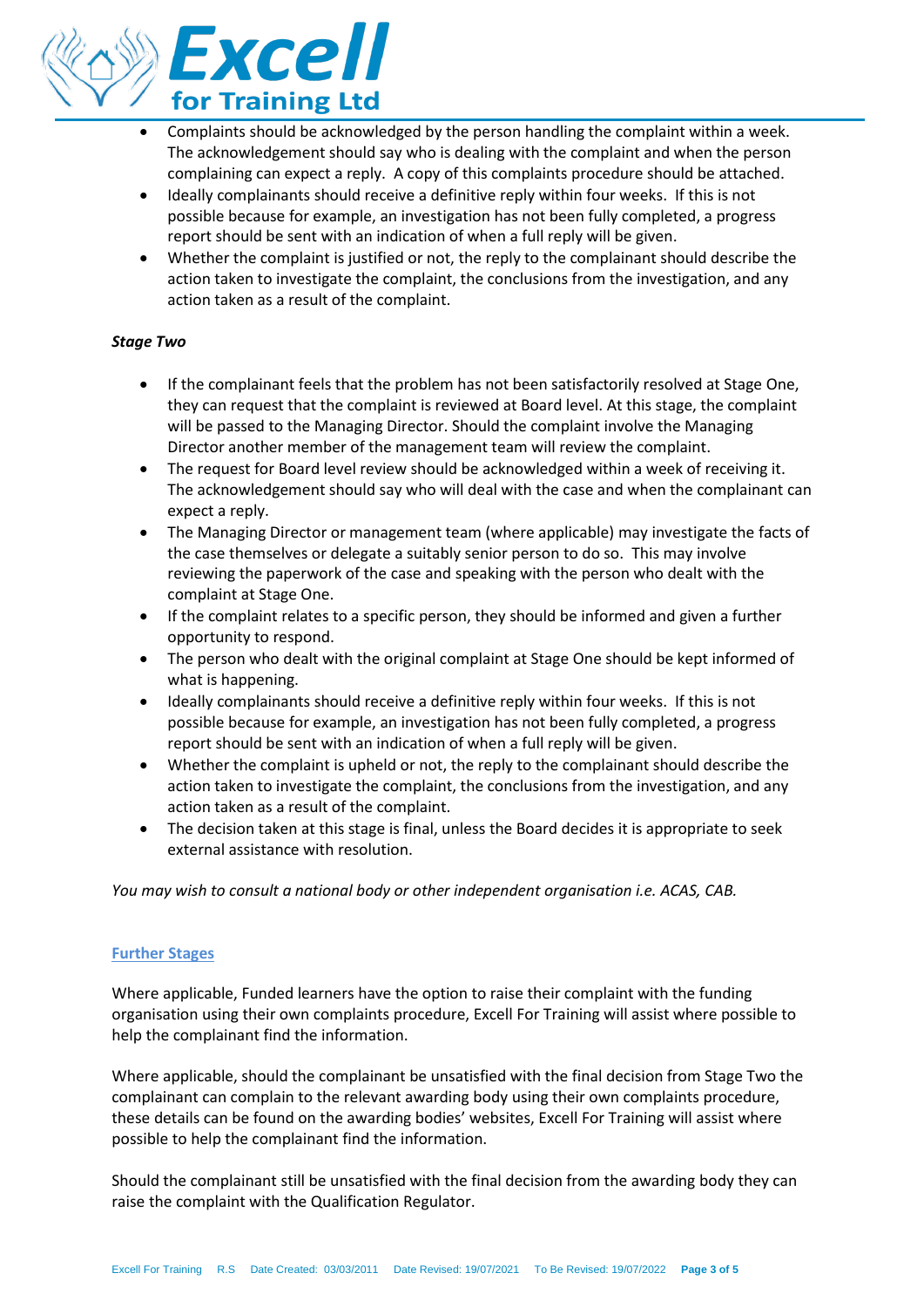- Complaints should be acknowledged by the person handling the complaint within a week. The acknowledgement should say who is dealing with the complaint and when the person complaining can expect a reply. A copy of this complaints procedure should be attached.
- Ideally complainants should receive a definitive reply within four weeks. If this is not possible because for example, an investigation has not been fully completed, a progress report should be sent with an indication of when a full reply will be given.
- Whether the complaint is justified or not, the reply to the complainant should describe the action taken to investigate the complaint, the conclusions from the investigation, and any action taken as a result of the complaint.

***Stage Two***

- If the complainant feels that the problem has not been satisfactorily resolved at Stage One, they can request that the complaint is reviewed at Board level. At this stage, the complaint will be passed to the Managing Director. Should the complaint involve the Managing Director another member of the management team will review the complaint.
- The request for Board level review should be acknowledged within a week of receiving it. The acknowledgement should say who will deal with the case and when the complainant can expect a reply.
- The Managing Director or management team (where applicable) may investigate the facts of the case themselves or delegate a suitably senior person to do so. This may involve reviewing the paperwork of the case and speaking with the person who dealt with the complaint at Stage One.
- If the complaint relates to a specific person, they should be informed and given a further opportunity to respond.
- The person who dealt with the original complaint at Stage One should be kept informed of what is happening.
- Ideally complainants should receive a definitive reply within four weeks. If this is not possible because for example, an investigation has not been fully completed, a progress report should be sent with an indication of when a full reply will be given.
- Whether the complaint is upheld or not, the reply to the complainant should describe the action taken to investigate the complaint, the conclusions from the investigation, and any action taken as a result of the complaint.
- The decision taken at this stage is final, unless the Board decides it is appropriate to seek external assistance with resolution.

*You may wish to consult a national body or other independent organisation i.e. ACAS, CAB.*

## Further Stages

Where applicable, Funded learners have the option to raise their complaint with the funding organisation using their own complaints procedure, Excell For Training will assist where possible to help the complainant find the information.

Where applicable, should the complainant be unsatisfied with the final decision from Stage Two the complainant can complain to the relevant awarding body using their own complaints procedure, these details can be found on the awarding bodies' websites, Excell For Training will assist where possible to help the complainant find the information.

Should the complainant still be unsatisfied with the final decision from the awarding body they can raise the complaint with the Qualification Regulator.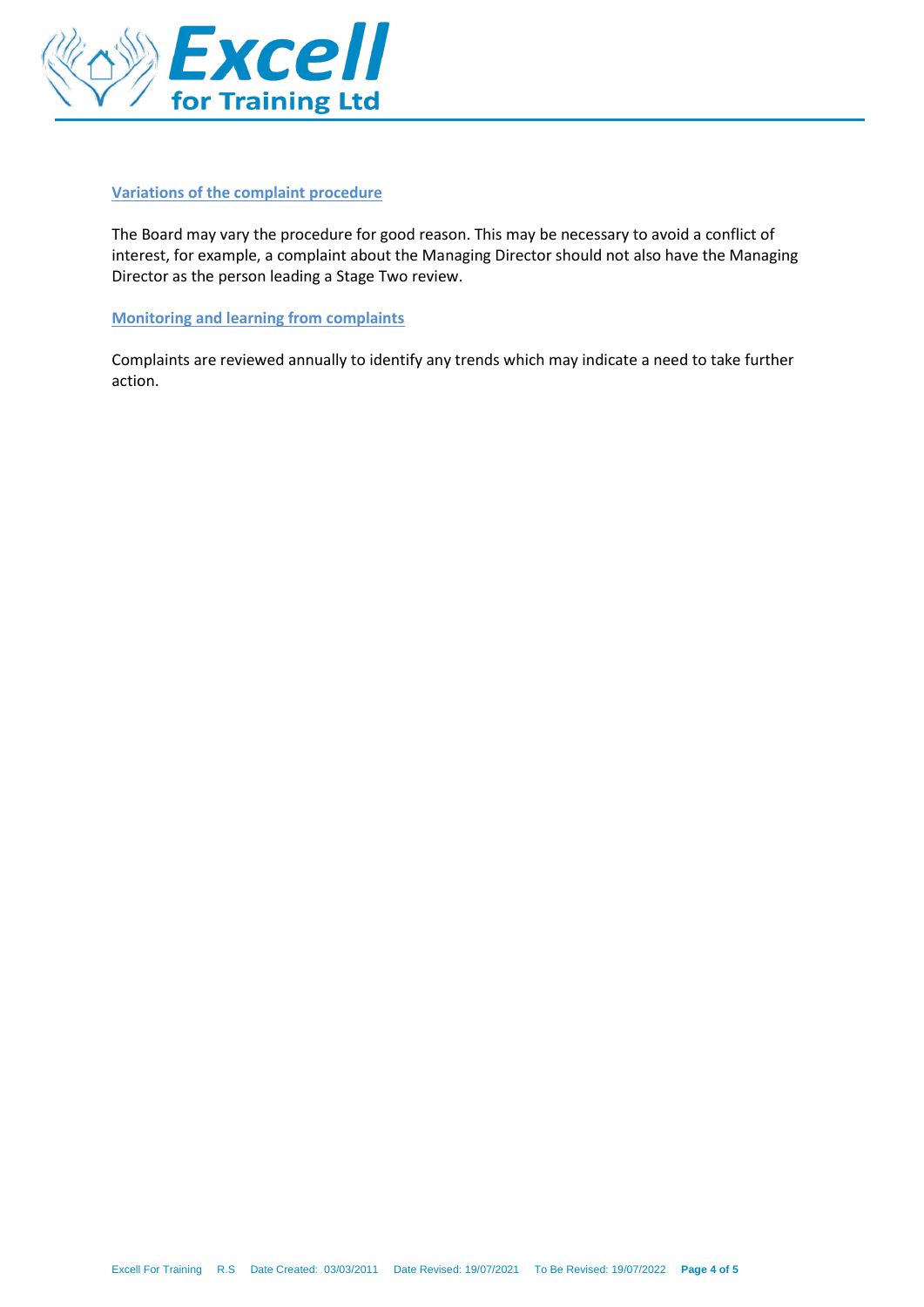### Variations of the complaint procedure

The Board may vary the procedure for good reason. This may be necessary to avoid a conflict of interest, for example, a complaint about the Managing Director should not also have the Managing Director as the person leading a Stage Two review.

### Monitoring and learning from complaints

Complaints are reviewed annually to identify any trends which may indicate a need to take further action.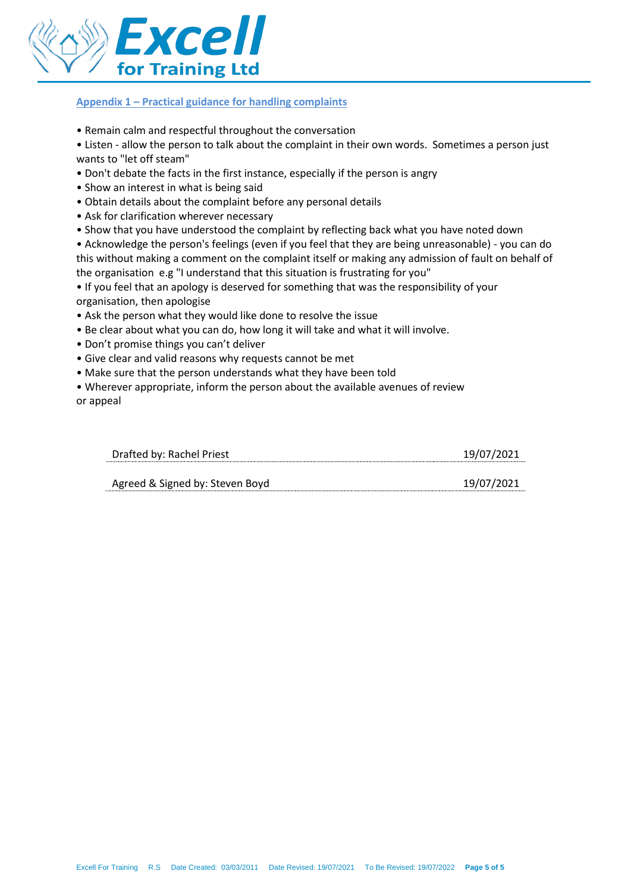## Appendix 1 – Practical guidance for handling complaints

- Remain calm and respectful throughout the conversation
- Listen - allow the person to talk about the complaint in their own words. Sometimes a person just wants to "let off steam"
- Don't debate the facts in the first instance, especially if the person is angry
- Show an interest in what is being said
- Obtain details about the complaint before any personal details
- Ask for clarification wherever necessary
- Show that you have understood the complaint by reflecting back what you have noted down
- Acknowledge the person's feelings (even if you feel that they are being unreasonable) - you can do this without making a comment on the complaint itself or making any admission of fault on behalf of the organisation e.g "I understand that this situation is frustrating for you"
- If you feel that an apology is deserved for something that was the responsibility of your organisation, then apologise
- Ask the person what they would like done to resolve the issue
- Be clear about what you can do, how long it will take and what it will involve.
- Don't promise things you can't deliver
- Give clear and valid reasons why requests cannot be met
- Make sure that the person understands what they have been told
- Wherever appropriate, inform the person about the available avenues of review or appeal

| | |
|---|---|
| Drafted by: Rachel Priest | 19/07/2021 |
| Agreed & Signed by: Steven Boyd | 19/07/2021 |